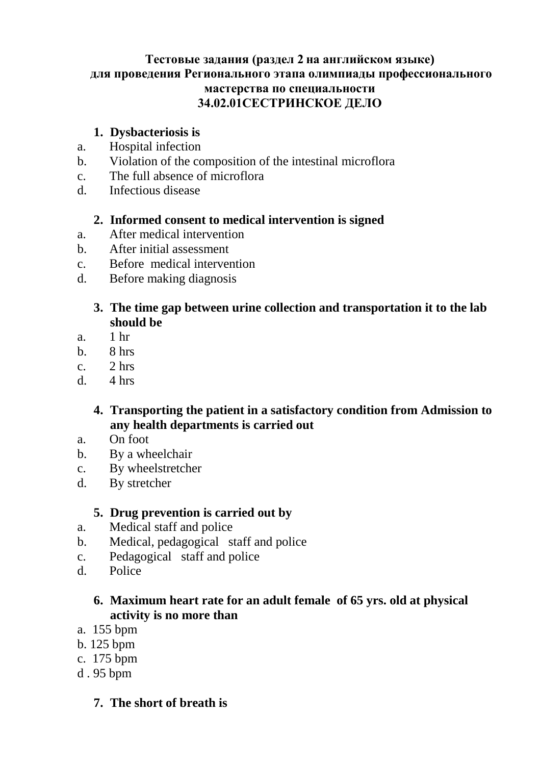**Тестовые задания (раздел 2 на английском языке)**
**для проведения Регионального этапа олимпиады профессионального мастерства по специальности**
**34.02.01СЕСТРИНСКОЕ ДЕЛО**

1. **Dysbacteriosis is**

a. Hospital infection
b. Violation of the composition of the intestinal microflora
c. The full absence of microflora
d. Infectious disease

2. **Informed consent to medical intervention is signed**

a. After medical intervention
b. After initial assessment
c. Before medical intervention
d. Before making diagnosis

3. **The time gap between urine collection and transportation it to the lab should be**

a. 1 hr
b. 8 hrs
c. 2 hrs
d. 4 hrs

4. **Transporting the patient in a satisfactory condition from Admission to any health departments is carried out**

a. On foot
b. By a wheelchair
c. By wheelstretcher
d. By stretcher

5. **Drug prevention is carried out by**

a. Medical staff and police
b. Medical, pedagogical staff and police
c. Pedagogical staff and police
d. Police

6. **Maximum heart rate for an adult female of 65 yrs. old at physical activity is no more than**

a. 155 bpm
b. 125 bpm
c. 175 bpm
d . 95 bpm

7. **The short of breath is**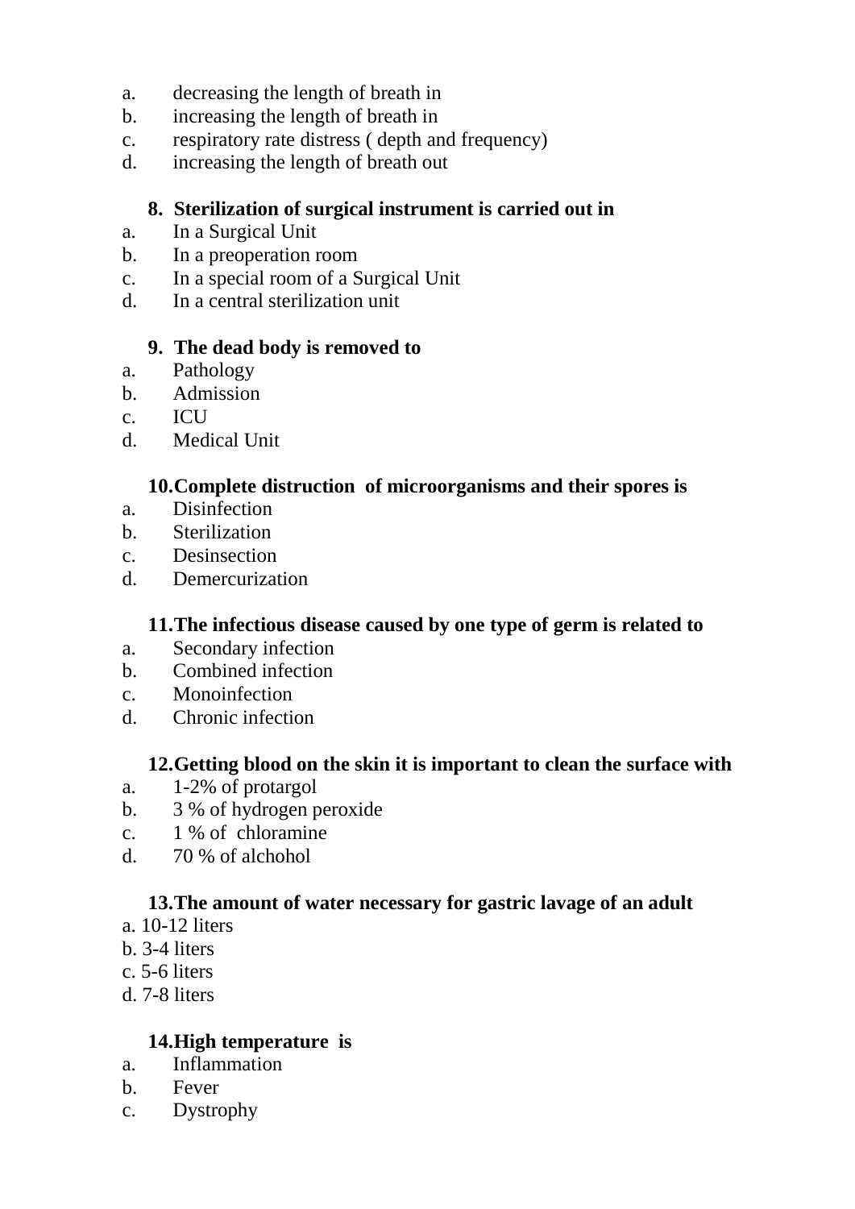a. decreasing the length of breath in
b. increasing the length of breath in
c. respiratory rate distress ( depth and frequency)
d. increasing the length of breath out

**8. Sterilization of surgical instrument is carried out in**

a. In a Surgical Unit
b. In a preoperation room
c. In a special room of a Surgical Unit
d. In a central sterilization unit

**9. The dead body is removed to**

a. Pathology
b. Admission
c. ICU
d. Medical Unit

**10. Complete distruction of microorganisms and their spores is**

a. Disinfection
b. Sterilization
c. Desinsection
d. Demercurization

**11. The infectious disease caused by one type of germ is related to**

a. Secondary infection
b. Combined infection
c. Monoinfection
d. Chronic infection

**12. Getting blood on the skin it is important to clean the surface with**

a. 1-2% of protargol
b. 3 % of hydrogen peroxide
c. 1 % of chloramine
d. 70 % of alchohol

**13. The amount of water necessary for gastric lavage of an adult**

a. 10-12 liters
b. 3-4 liters
c. 5-6 liters
d. 7-8 liters

**14. High temperature is**

a. Inflammation
b. Fever
c. Dystrophy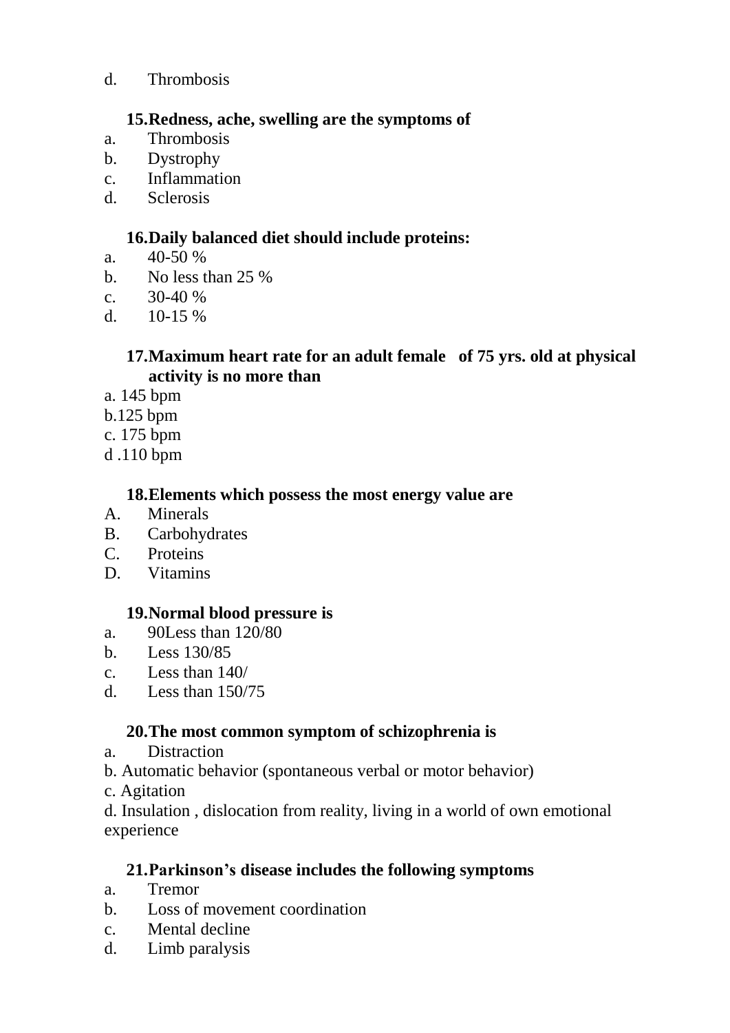d. Thrombosis

**15. Redness, ache, swelling are the symptoms of**

a. Thrombosis
b. Dystrophy
c. Inflammation
d. Sclerosis

**16. Daily balanced diet should include proteins:**

a. 40-50 %
b. No less than 25 %
c. 30-40 %
d. 10-15 %

**17. Maximum heart rate for an adult female of 75 yrs. old at physical activity is no more than**

a. 145 bpm
b.125 bpm
c. 175 bpm
d .110 bpm

**18. Elements which possess the most energy value are**

A. Minerals
B. Carbohydrates
C. Proteins
D. Vitamins

**19. Normal blood pressure is**

a. 90Less than 120/80
b. Less 130/85
c. Less than 140/
d. Less than 150/75

**20. The most common symptom of schizophrenia is**

a. Distraction
b. Automatic behavior (spontaneous verbal or motor behavior)
c. Agitation
d. Insulation , dislocation from reality, living in a world of own emotional experience

**21. Parkinson's disease includes the following symptoms**

a. Tremor
b. Loss of movement coordination
c. Mental decline
d. Limb paralysis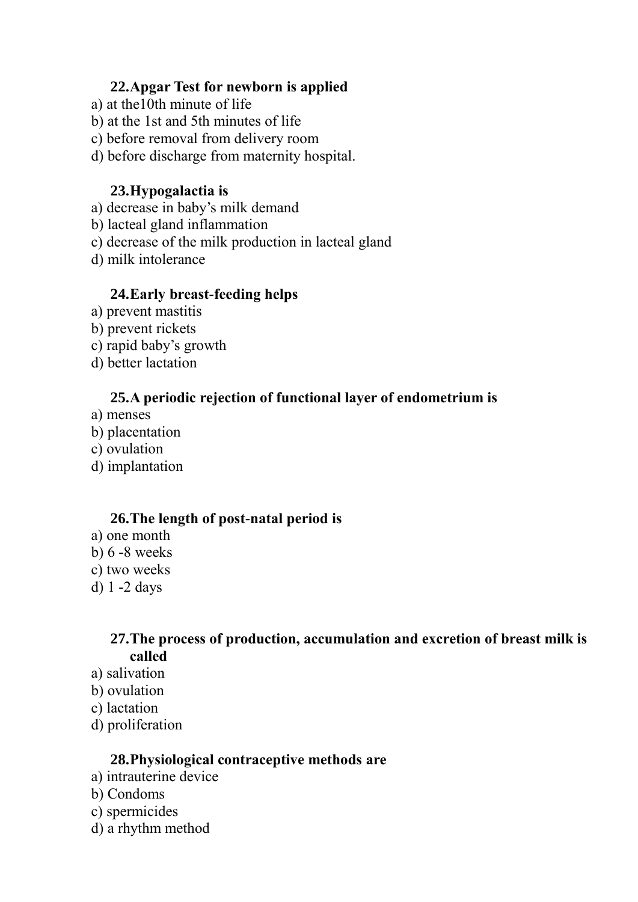**22. Apgar Test for newborn is applied**

a) at the10th minute of life
b) at the 1st and 5th minutes of life
c) before removal from delivery room
d) before discharge from maternity hospital.

**23. Hypogalactia is**

a) decrease in baby's milk demand
b) lacteal gland inflammation
c) decrease of the milk production in lacteal gland
d) milk intolerance

**24. Early breast-feeding helps**

a) prevent mastitis
b) prevent rickets
c) rapid baby's growth
d) better lactation

**25. A periodic rejection of functional layer of endometrium is**

a) menses
b) placentation
c) ovulation
d) implantation

**26. The length of post-natal period is**

a) one month
b) 6 -8 weeks
c) two weeks
d) 1 -2 days

**27. The process of production, accumulation and excretion of breast milk is called**

a) salivation
b) ovulation
c) lactation
d) proliferation

**28. Physiological contraceptive methods are**

a) intrauterine device
b) Condoms
c) spermicides
d) a rhythm method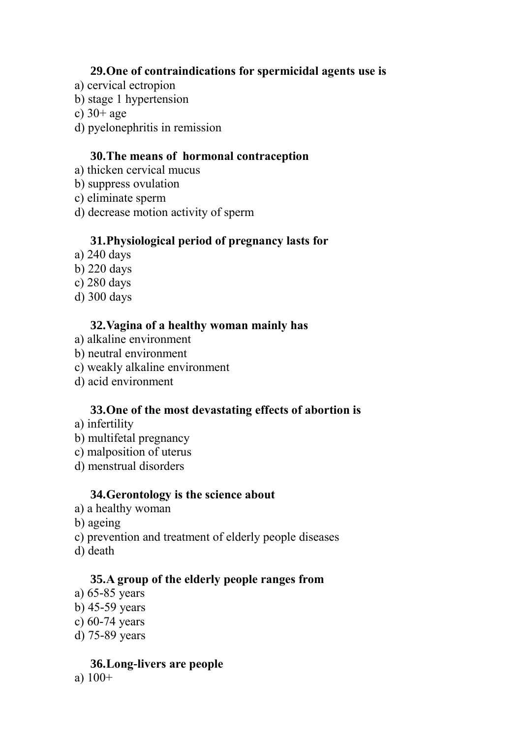**29.One of contraindications for spermicidal agents use is**

a) cervical ectropion
b) stage 1 hypertension
c) 30+ age
d) pyelonephritis in remission

**30.The means of hormonal contraception**

a) thicken cervical mucus
b) suppress ovulation
c) eliminate sperm
d) decrease motion activity of sperm

**31.Physiological period of pregnancy lasts for**

a) 240 days
b) 220 days
c) 280 days
d) 300 days

**32.Vagina of a healthy woman mainly has**

a) alkaline environment
b) neutral environment
c) weakly alkaline environment
d) acid environment

**33.One of the most devastating effects of abortion is**

a) infertility
b) multifetal pregnancy
c) malposition of uterus
d) menstrual disorders

**34.Gerontology is the science about**

a) a healthy woman
b) ageing
c) prevention and treatment of elderly people diseases
d) death

**35.A group of the elderly people ranges from**

a) 65-85 years
b) 45-59 years
c) 60-74 years
d) 75-89 years

**36.Long-livers are people**

a) 100+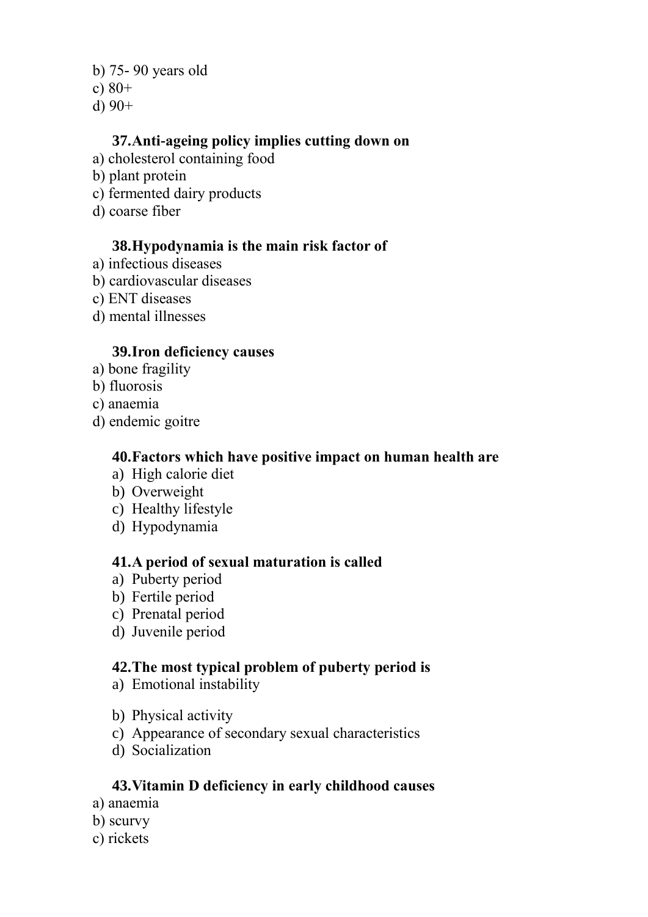b) 75- 90 years old
c) 80+
d) 90+

**37.Anti-ageing policy implies cutting down on**

a) cholesterol containing food
b) plant protein
c) fermented dairy products
d) coarse fiber

**38.Hypodynamia is the main risk factor of**

a) infectious diseases
b) cardiovascular diseases
c) ENT diseases
d) mental illnesses

**39.Iron deficiency causes**

a) bone fragility
b) fluorosis
c) anaemia
d) endemic goitre

**40.Factors which have positive impact on human health are**

a) High calorie diet
b) Overweight
c) Healthy lifestyle
d) Hypodynamia

**41.A period of sexual maturation is called**

a) Puberty period
b) Fertile period
c) Prenatal period
d) Juvenile period

**42.The most typical problem of puberty period is**

a) Emotional instability
b) Physical activity
c) Appearance of secondary sexual characteristics
d) Socialization

**43.Vitamin D deficiency in early childhood causes**

a) anaemia
b) scurvy
c) rickets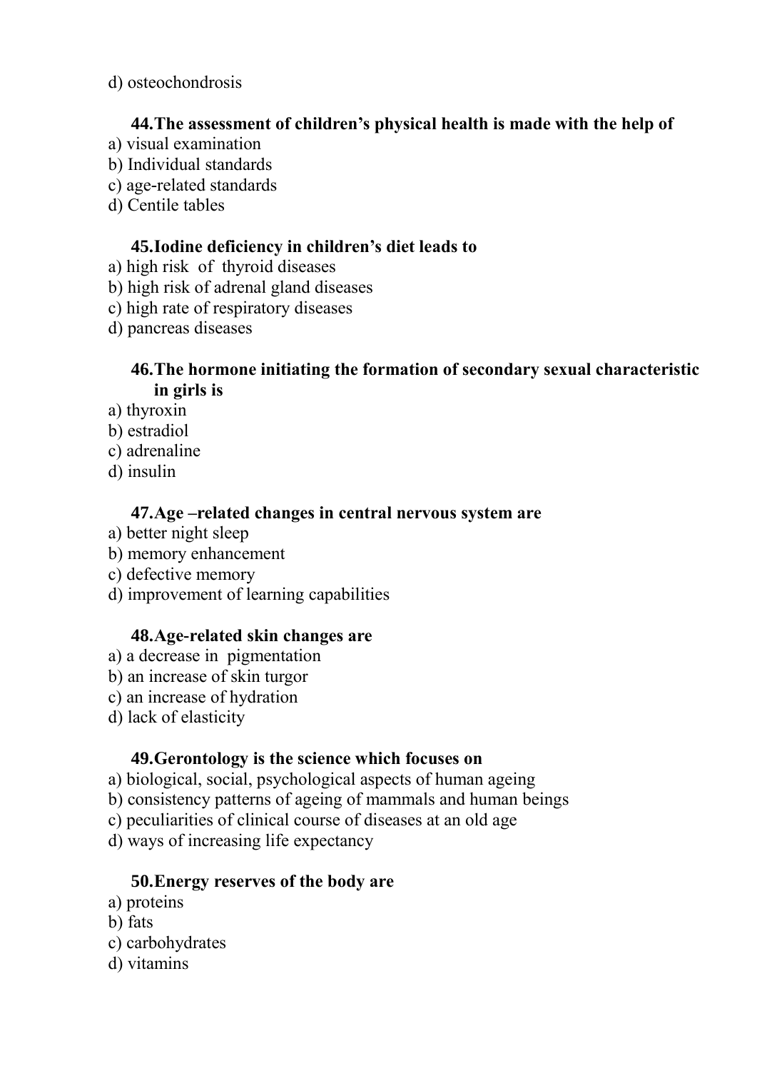d) osteochondrosis

**44. The assessment of children's physical health is made with the help of**

a) visual examination
b) Individual standards
c) age-related standards
d) Centile tables

**45. Iodine deficiency in children's diet leads to**

a) high risk of thyroid diseases
b) high risk of adrenal gland diseases
c) high rate of respiratory diseases
d) pancreas diseases

**46. The hormone initiating the formation of secondary sexual characteristic in girls is**

a) thyroxin
b) estradiol
c) adrenaline
d) insulin

**47. Age –related changes in central nervous system are**

a) better night sleep
b) memory enhancement
c) defective memory
d) improvement of learning capabilities

**48. Age-related skin changes are**

a) a decrease in pigmentation
b) an increase of skin turgor
c) an increase of hydration
d) lack of elasticity

**49. Gerontology is the science which focuses on**

a) biological, social, psychological aspects of human ageing
b) consistency patterns of ageing of mammals and human beings
c) peculiarities of clinical course of diseases at an old age
d) ways of increasing life expectancy

**50. Energy reserves of the body are**

a) proteins
b) fats
c) carbohydrates
d) vitamins